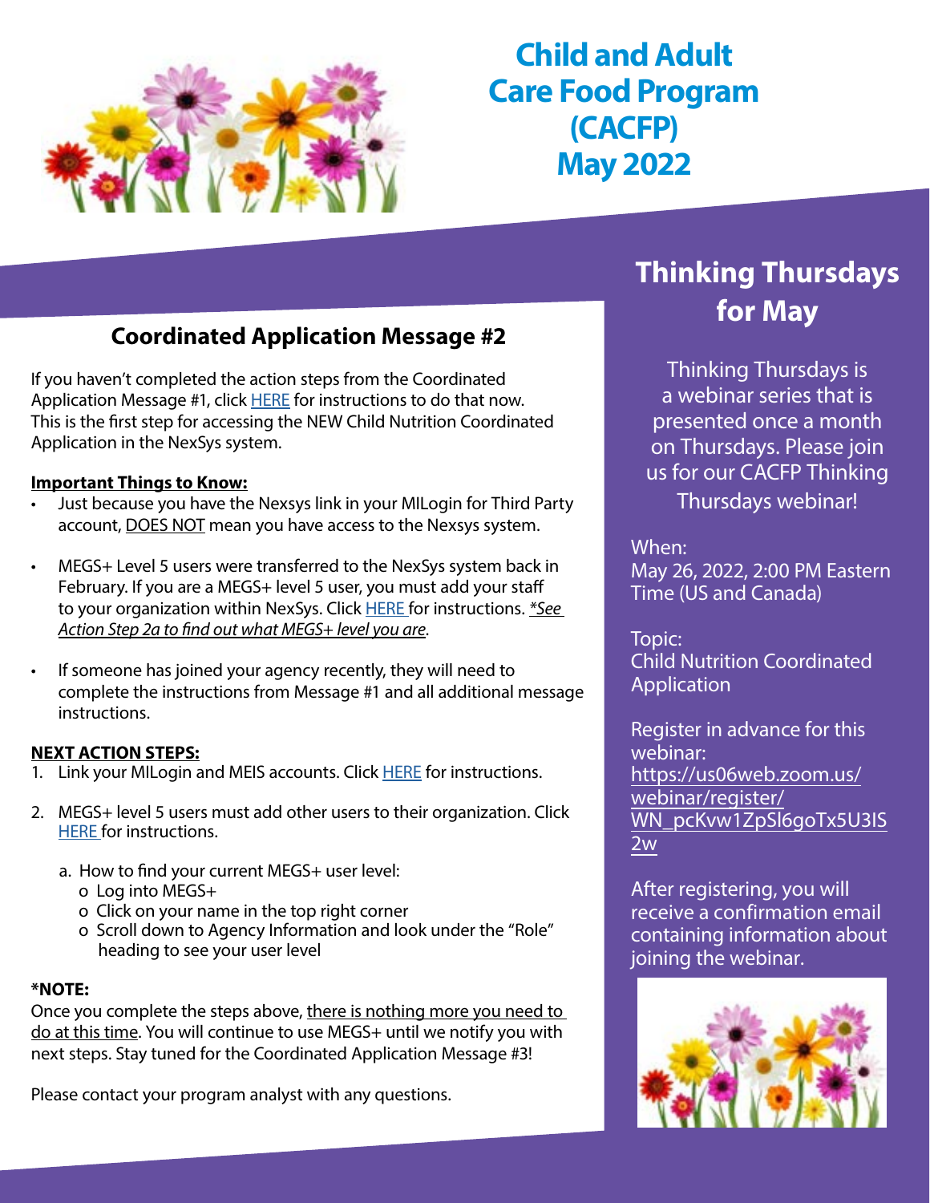# Child and Adult Care Food Program (CACFP) May 2022

## Coordinated Application Message #2

If you haven't completed the action steps from the Coordinated Application Message #1, click HERE for instructions to do that now. This is the first step for accessing the NEW Child Nutrition Coordinated Application in the NexSys system.

**Important Things to Know:**

- Just because you have the Nexsys link in your MILogin for Third Party account, DOES NOT mean you have access to the Nexsys system.
- MEGS+ Level 5 users were transferred to the NexSys system back in February. If you are a MEGS+ level 5 user, you must add your staff to your organization within NexSys. Click HERE for instructions. *\*See Action Step 2a to find out what MEGS+ level you are*.
- If someone has joined your agency recently, they will need to complete the instructions from Message #1 and all additional message instructions.

**NEXT ACTION STEPS:**

1. Link your MILogin and MEIS accounts. Click HERE for instructions.
2. MEGS+ level 5 users must add other users to their organization. Click HERE for instructions.
   a. How to find your current MEGS+ user level:
      - Log into MEGS+
      - Click on your name in the top right corner
      - Scroll down to Agency Information and look under the "Role" heading to see your user level

**\*NOTE:**

Once you complete the steps above, there is nothing more you need to do at this time. You will continue to use MEGS+ until we notify you with next steps. Stay tuned for the Coordinated Application Message #3!

Please contact your program analyst with any questions.

## Thinking Thursdays for May

Thinking Thursdays is a webinar series that is presented once a month on Thursdays. Please join us for our CACFP Thinking Thursdays webinar!

When:
May 26, 2022, 2:00 PM Eastern Time (US and Canada)

Topic:
Child Nutrition Coordinated Application

Register in advance for this webinar:
https://us06web.zoom.us/webinar/register/WN_pcKvw1ZpSl6goTx5U3IS2w

After registering, you will receive a confirmation email containing information about joining the webinar.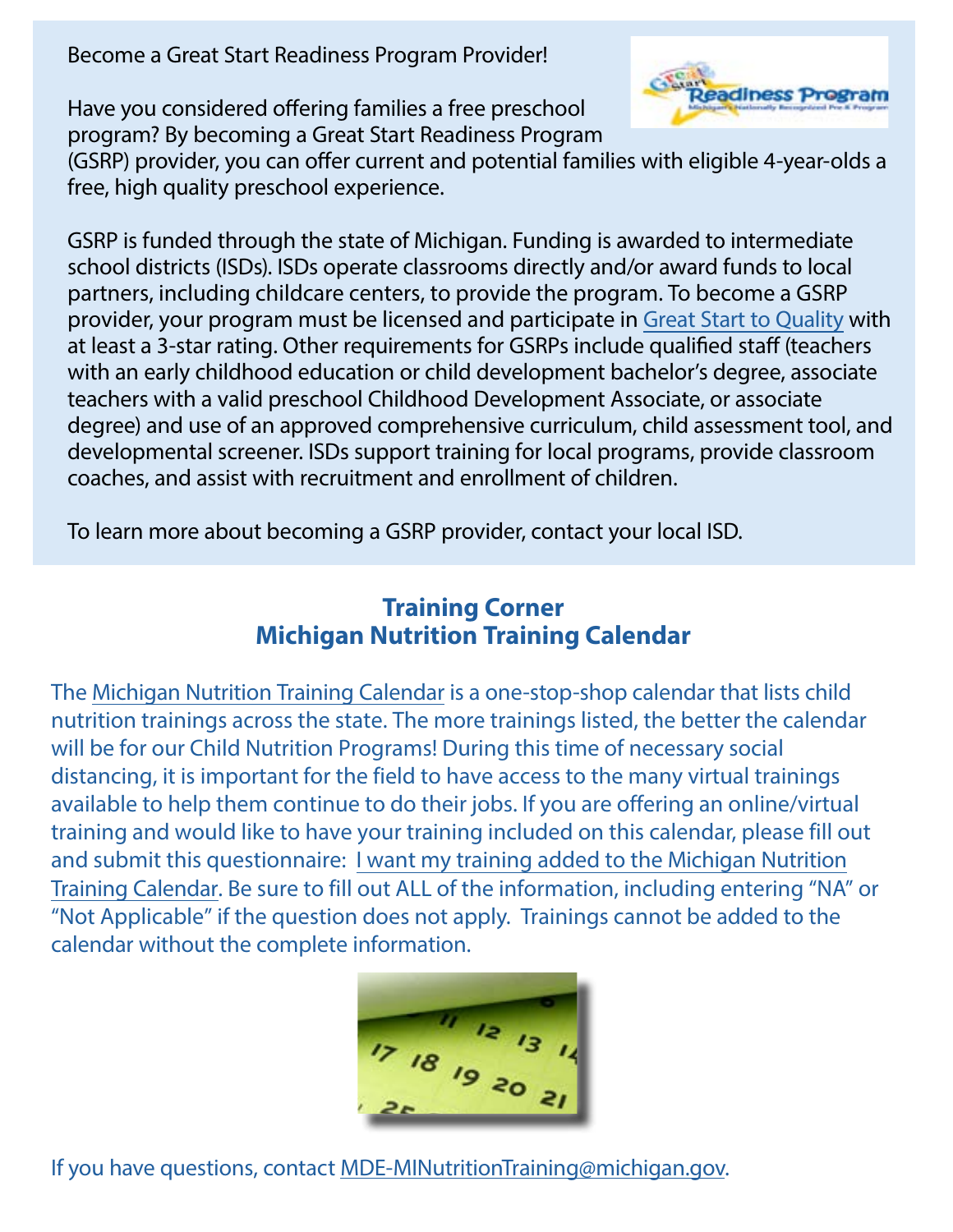Become a Great Start Readiness Program Provider!

Have you considered offering families a free preschool program? By becoming a Great Start Readiness Program (GSRP) provider, you can offer current and potential families with eligible 4-year-olds a free, high quality preschool experience.

GSRP is funded through the state of Michigan. Funding is awarded to intermediate school districts (ISDs). ISDs operate classrooms directly and/or award funds to local partners, including childcare centers, to provide the program. To become a GSRP provider, your program must be licensed and participate in Great Start to Quality with at least a 3-star rating. Other requirements for GSRPs include qualified staff (teachers with an early childhood education or child development bachelor's degree, associate teachers with a valid preschool Childhood Development Associate, or associate degree) and use of an approved comprehensive curriculum, child assessment tool, and developmental screener. ISDs support training for local programs, provide classroom coaches, and assist with recruitment and enrollment of children.

To learn more about becoming a GSRP provider, contact your local ISD.

## Training Corner
## Michigan Nutrition Training Calendar

The Michigan Nutrition Training Calendar is a one-stop-shop calendar that lists child nutrition trainings across the state. The more trainings listed, the better the calendar will be for our Child Nutrition Programs! During this time of necessary social distancing, it is important for the field to have access to the many virtual trainings available to help them continue to do their jobs. If you are offering an online/virtual training and would like to have your training included on this calendar, please fill out and submit this questionnaire: I want my training added to the Michigan Nutrition Training Calendar. Be sure to fill out ALL of the information, including entering "NA" or "Not Applicable" if the question does not apply. Trainings cannot be added to the calendar without the complete information.

If you have questions, contact MDE-MINutritionTraining@michigan.gov.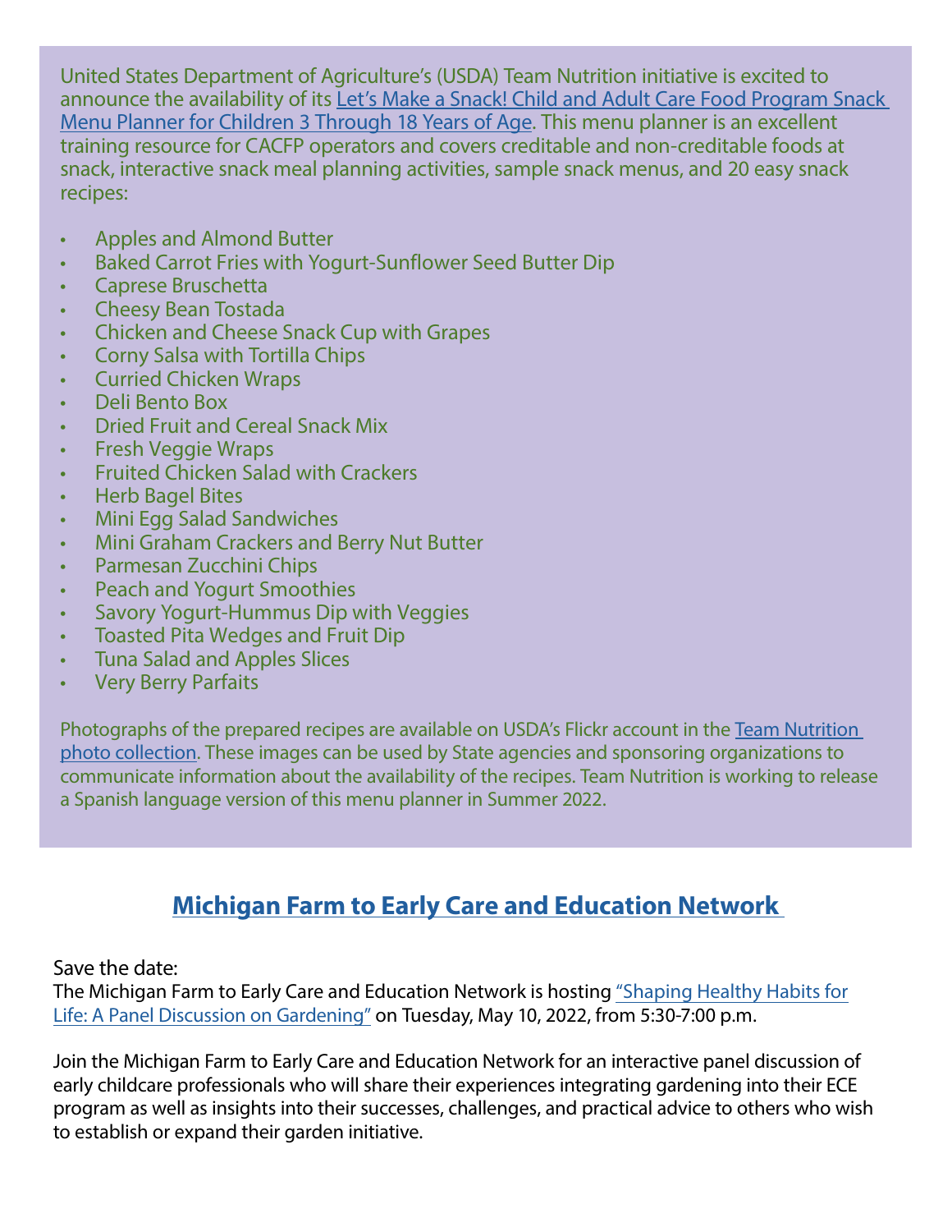United States Department of Agriculture's (USDA) Team Nutrition initiative is excited to announce the availability of its Let's Make a Snack! Child and Adult Care Food Program Snack Menu Planner for Children 3 Through 18 Years of Age. This menu planner is an excellent training resource for CACFP operators and covers creditable and non-creditable foods at snack, interactive snack meal planning activities, sample snack menus, and 20 easy snack recipes:

- Apples and Almond Butter
- Baked Carrot Fries with Yogurt-Sunflower Seed Butter Dip
- Caprese Bruschetta
- Cheesy Bean Tostada
- Chicken and Cheese Snack Cup with Grapes
- Corny Salsa with Tortilla Chips
- Curried Chicken Wraps
- Deli Bento Box
- Dried Fruit and Cereal Snack Mix
- Fresh Veggie Wraps
- Fruited Chicken Salad with Crackers
- Herb Bagel Bites
- Mini Egg Salad Sandwiches
- Mini Graham Crackers and Berry Nut Butter
- Parmesan Zucchini Chips
- Peach and Yogurt Smoothies
- Savory Yogurt-Hummus Dip with Veggies
- Toasted Pita Wedges and Fruit Dip
- Tuna Salad and Apples Slices
- Very Berry Parfaits

Photographs of the prepared recipes are available on USDA's Flickr account in the Team Nutrition photo collection. These images can be used by State agencies and sponsoring organizations to communicate information about the availability of the recipes. Team Nutrition is working to release a Spanish language version of this menu planner in Summer 2022.

## Michigan Farm to Early Care and Education Network

Save the date:
The Michigan Farm to Early Care and Education Network is hosting "Shaping Healthy Habits for Life: A Panel Discussion on Gardening" on Tuesday, May 10, 2022, from 5:30-7:00 p.m.

Join the Michigan Farm to Early Care and Education Network for an interactive panel discussion of early childcare professionals who will share their experiences integrating gardening into their ECE program as well as insights into their successes, challenges, and practical advice to others who wish to establish or expand their garden initiative.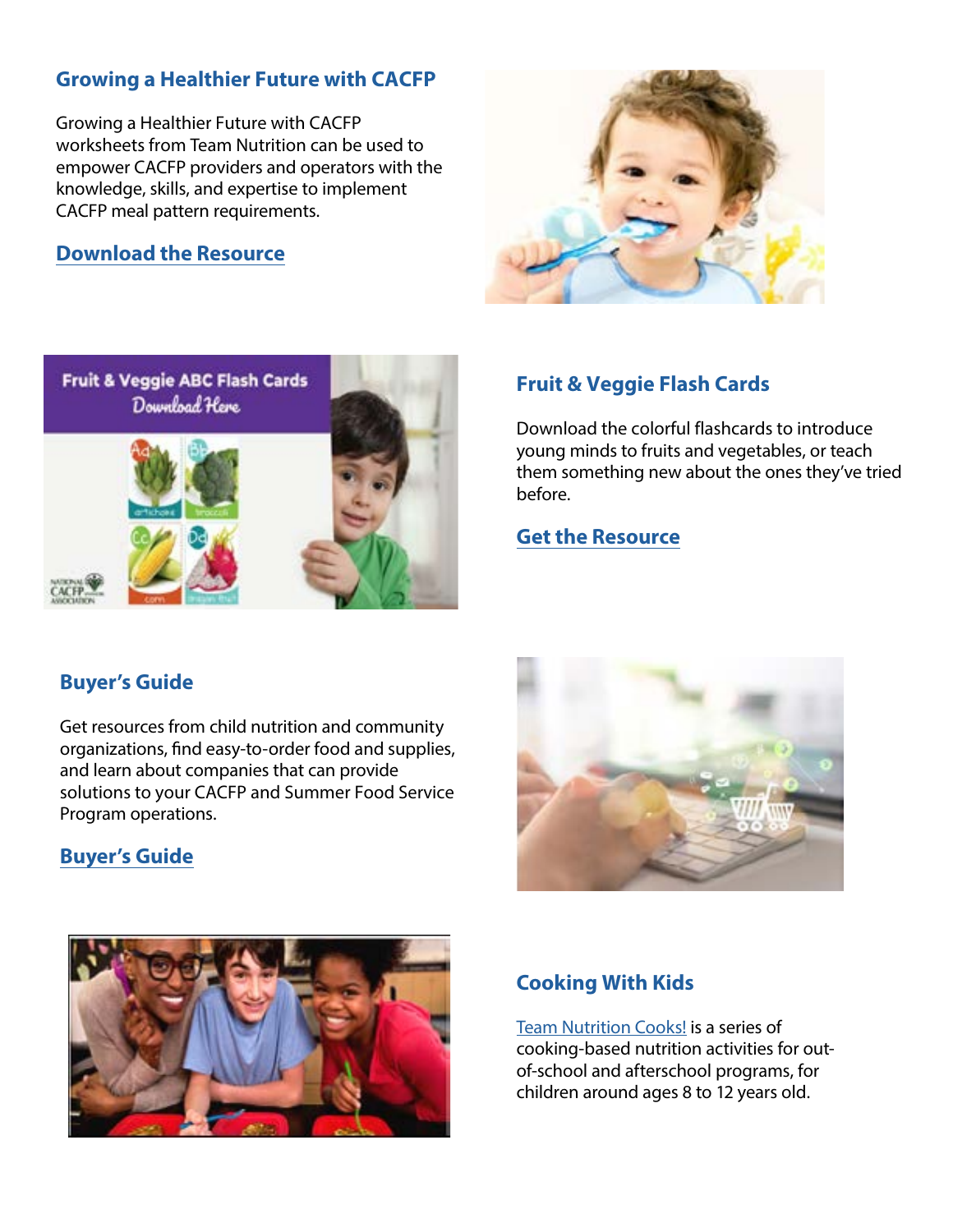## Growing a Healthier Future with CACFP

Growing a Healthier Future with CACFP worksheets from Team Nutrition can be used to empower CACFP providers and operators with the knowledge, skills, and expertise to implement CACFP meal pattern requirements.

**Download the Resource**

## Fruit & Veggie Flash Cards

Download the colorful flashcards to introduce young minds to fruits and vegetables, or teach them something new about the ones they've tried before.

**Get the Resource**

## Buyer's Guide

Get resources from child nutrition and community organizations, find easy-to-order food and supplies, and learn about companies that can provide solutions to your CACFP and Summer Food Service Program operations.

**Buyer's Guide**

## Cooking With Kids

Team Nutrition Cooks! is a series of cooking-based nutrition activities for out-of-school and afterschool programs, for children around ages 8 to 12 years old.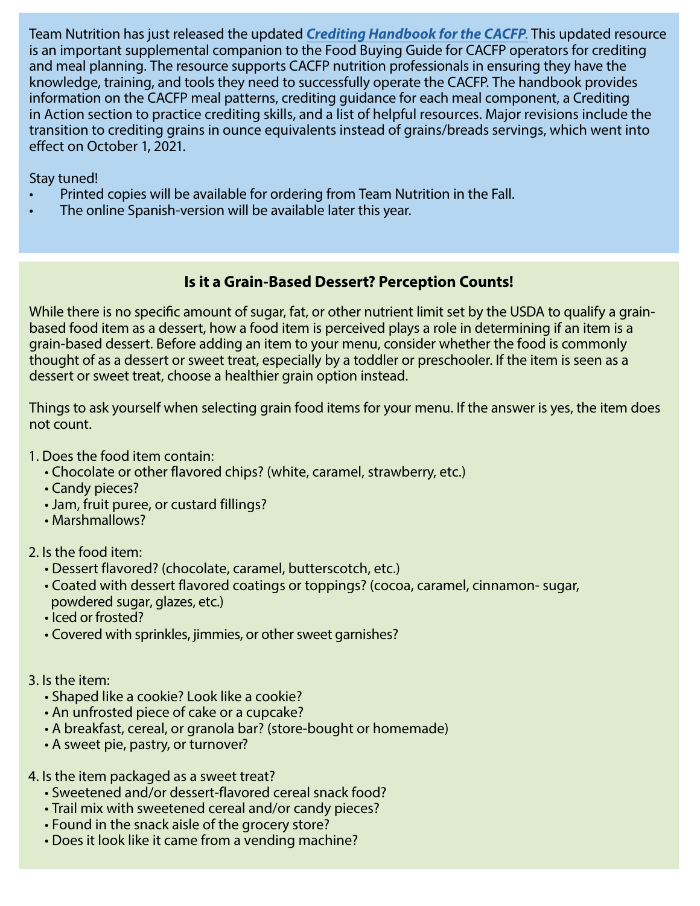Team Nutrition has just released the updated ***Crediting Handbook for the CACFP***. This updated resource is an important supplemental companion to the Food Buying Guide for CACFP operators for crediting and meal planning. The resource supports CACFP nutrition professionals in ensuring they have the knowledge, training, and tools they need to successfully operate the CACFP. The handbook provides information on the CACFP meal patterns, crediting guidance for each meal component, a Crediting in Action section to practice crediting skills, and a list of helpful resources. Major revisions include the transition to crediting grains in ounce equivalents instead of grains/breads servings, which went into effect on October 1, 2021.

Stay tuned!

- Printed copies will be available for ordering from Team Nutrition in the Fall.
- The online Spanish-version will be available later this year.

## Is it a Grain-Based Dessert? Perception Counts!

While there is no specific amount of sugar, fat, or other nutrient limit set by the USDA to qualify a grain-based food item as a dessert, how a food item is perceived plays a role in determining if an item is a grain-based dessert. Before adding an item to your menu, consider whether the food is commonly thought of as a dessert or sweet treat, especially by a toddler or preschooler. If the item is seen as a dessert or sweet treat, choose a healthier grain option instead.

Things to ask yourself when selecting grain food items for your menu. If the answer is yes, the item does not count.

1. Does the food item contain:
   - Chocolate or other flavored chips? (white, caramel, strawberry, etc.)
   - Candy pieces?
   - Jam, fruit puree, or custard fillings?
   - Marshmallows?

2. Is the food item:
   - Dessert flavored? (chocolate, caramel, butterscotch, etc.)
   - Coated with dessert flavored coatings or toppings? (cocoa, caramel, cinnamon- sugar, powdered sugar, glazes, etc.)
   - Iced or frosted?
   - Covered with sprinkles, jimmies, or other sweet garnishes?

3. Is the item:
   - Shaped like a cookie? Look like a cookie?
   - An unfrosted piece of cake or a cupcake?
   - A breakfast, cereal, or granola bar? (store-bought or homemade)
   - A sweet pie, pastry, or turnover?

4. Is the item packaged as a sweet treat?
   - Sweetened and/or dessert-flavored cereal snack food?
   - Trail mix with sweetened cereal and/or candy pieces?
   - Found in the snack aisle of the grocery store?
   - Does it look like it came from a vending machine?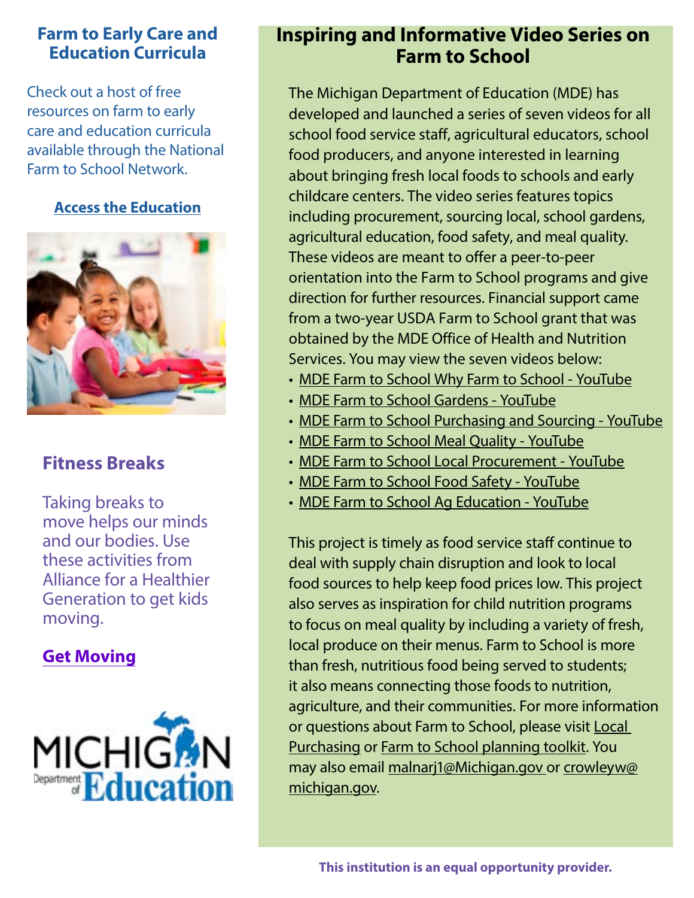## Farm to Early Care and Education Curricula

Check out a host of free resources on farm to early care and education curricula available through the National Farm to School Network.

**Access the Education**

## Fitness Breaks

Taking breaks to move helps our minds and our bodies. Use these activities from Alliance for a Healthier Generation to get kids moving.

**Get Moving**

## Inspiring and Informative Video Series on Farm to School

The Michigan Department of Education (MDE) has developed and launched a series of seven videos for all school food service staff, agricultural educators, school food producers, and anyone interested in learning about bringing fresh local foods to schools and early childcare centers. The video series features topics including procurement, sourcing local, school gardens, agricultural education, food safety, and meal quality. These videos are meant to offer a peer-to-peer orientation into the Farm to School programs and give direction for further resources. Financial support came from a two-year USDA Farm to School grant that was obtained by the MDE Office of Health and Nutrition Services. You may view the seven videos below:

- MDE Farm to School Why Farm to School - YouTube
- MDE Farm to School Gardens - YouTube
- MDE Farm to School Purchasing and Sourcing - YouTube
- MDE Farm to School Meal Quality - YouTube
- MDE Farm to School Local Procurement - YouTube
- MDE Farm to School Food Safety - YouTube
- MDE Farm to School Ag Education - YouTube

This project is timely as food service staff continue to deal with supply chain disruption and look to local food sources to help keep food prices low. This project also serves as inspiration for child nutrition programs to focus on meal quality by including a variety of fresh, local produce on their menus. Farm to School is more than fresh, nutritious food being served to students; it also means connecting those foods to nutrition, agriculture, and their communities. For more information or questions about Farm to School, please visit Local Purchasing or Farm to School planning toolkit. You may also email malnarj1@Michigan.gov or crowleyw@michigan.gov.

**This institution is an equal opportunity provider.**